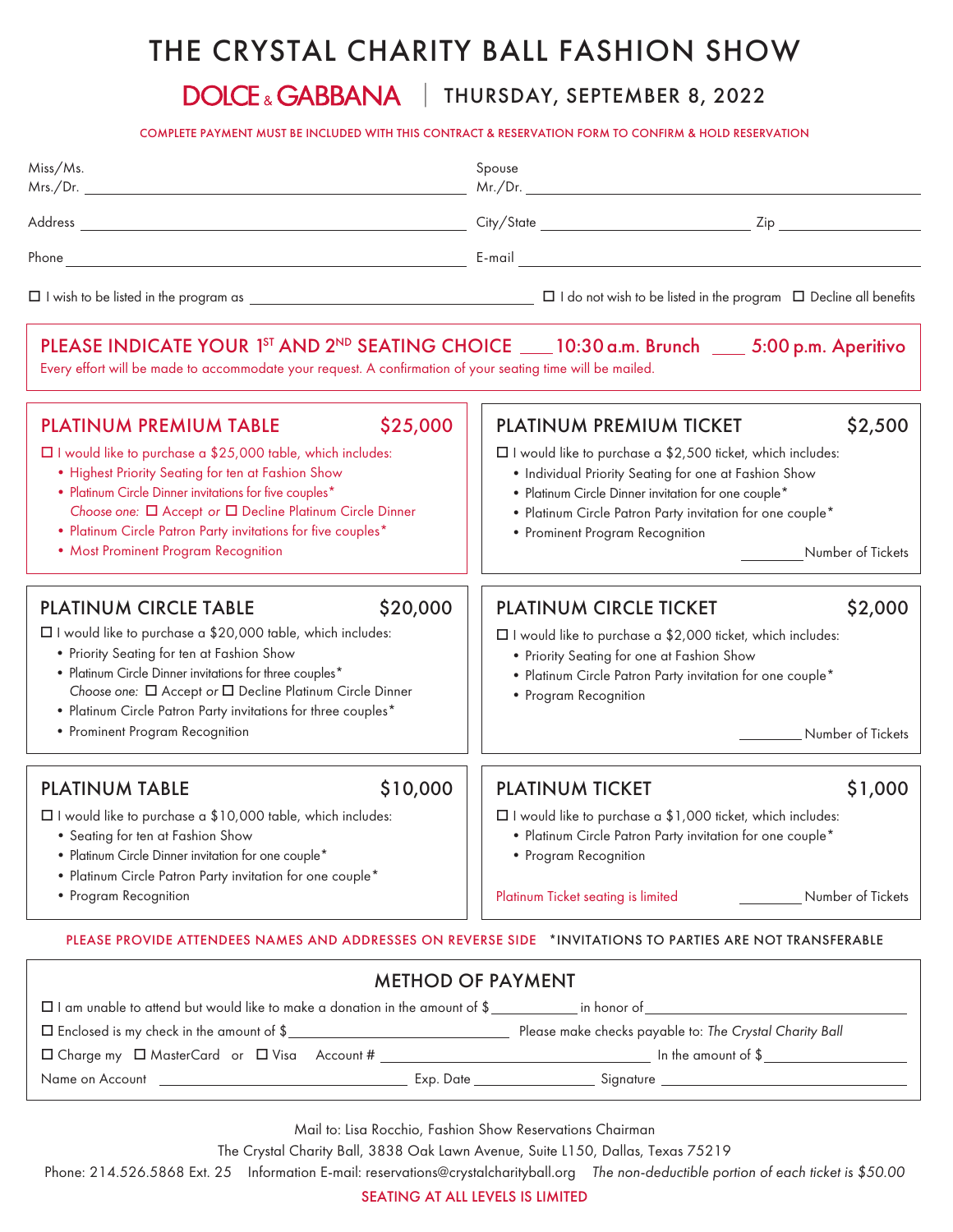# THE CRYSTAL CHARITY BALL FASHION SHOW

## DOLCE & GABBANA | THURSDAY, SEPTEMBER 8, 2022

COMPLETE PAYMENT MUST BE INCLUDED WITH THIS CONTRACT & RESERVATION FORM TO CONFIRM & HOLD RESERVATION

Miss/Ms.
Mrs./Dr. ______________________________ Spouse Mr./Dr. ______________________________

Address ______________________________ City/State ______________________ Zip ____________

Phone ______________________________ E-mail ______________________________

☐ I wish to be listed in the program as ______________________________ ☐ I do not wish to be listed in the program ☐ Decline all benefits

## PLEASE INDICATE YOUR 1ST AND 2ND SEATING CHOICE ___ 10:30 a.m. Brunch ___ 5:00 p.m. Aperitivo

Every effort will be made to accommodate your request. A confirmation of your seating time will be mailed.

### PLATINUM PREMIUM TABLE $25,000

☐ I would like to purchase a $25,000 table, which includes:

- Highest Priority Seating for ten at Fashion Show
- Platinum Circle Dinner invitations for five couples*
  *Choose one:* ☐ Accept *or* ☐ Decline Platinum Circle Dinner
- Platinum Circle Patron Party invitations for five couples*
- Most Prominent Program Recognition

### PLATINUM PREMIUM TICKET $2,500

☐ I would like to purchase a $2,500 ticket, which includes:

- Individual Priority Seating for one at Fashion Show
- Platinum Circle Dinner invitation for one couple*
- Platinum Circle Patron Party invitation for one couple*
- Prominent Program Recognition

________ Number of Tickets

### PLATINUM CIRCLE TABLE $20,000

☐ I would like to purchase a $20,000 table, which includes:

- Priority Seating for ten at Fashion Show
- Platinum Circle Dinner invitations for three couples*
  *Choose one:* ☐ Accept *or* ☐ Decline Platinum Circle Dinner
- Platinum Circle Patron Party invitations for three couples*
- Prominent Program Recognition

### PLATINUM CIRCLE TICKET $2,000

☐ I would like to purchase a $2,000 ticket, which includes:

- Priority Seating for one at Fashion Show
- Platinum Circle Patron Party invitation for one couple*
- Program Recognition

________ Number of Tickets

### PLATINUM TABLE $10,000

☐ I would like to purchase a $10,000 table, which includes:

- Seating for ten at Fashion Show
- Platinum Circle Dinner invitation for one couple*
- Platinum Circle Patron Party invitation for one couple*
- Program Recognition

### PLATINUM TICKET $1,000

☐ I would like to purchase a $1,000 ticket, which includes:

- Platinum Circle Patron Party invitation for one couple*
- Program Recognition

Platinum Ticket seating is limited ________ Number of Tickets

PLEASE PROVIDE ATTENDEES NAMES AND ADDRESSES ON REVERSE SIDE *INVITATIONS TO PARTIES ARE NOT TRANSFERABLE

## METHOD OF PAYMENT

☐ I am unable to attend but would like to make a donation in the amount of $__________ in honor of ______________________________

☐ Enclosed is my check in the amount of $______________________ Please make checks payable to: *The Crystal Charity Ball*

☐ Charge my ☐ MasterCard or ☐ Visa Account # ______________________ In the amount of $______________

Name on Account ______________________ Exp. Date ____________ Signature ______________________

Mail to: Lisa Rocchio, Fashion Show Reservations Chairman

The Crystal Charity Ball, 3838 Oak Lawn Avenue, Suite L150, Dallas, Texas 75219

Phone: 214.526.5868 Ext. 25 Information E-mail: reservations@crystalcharityball.org *The non-deductible portion of each ticket is $50.00*

SEATING AT ALL LEVELS IS LIMITED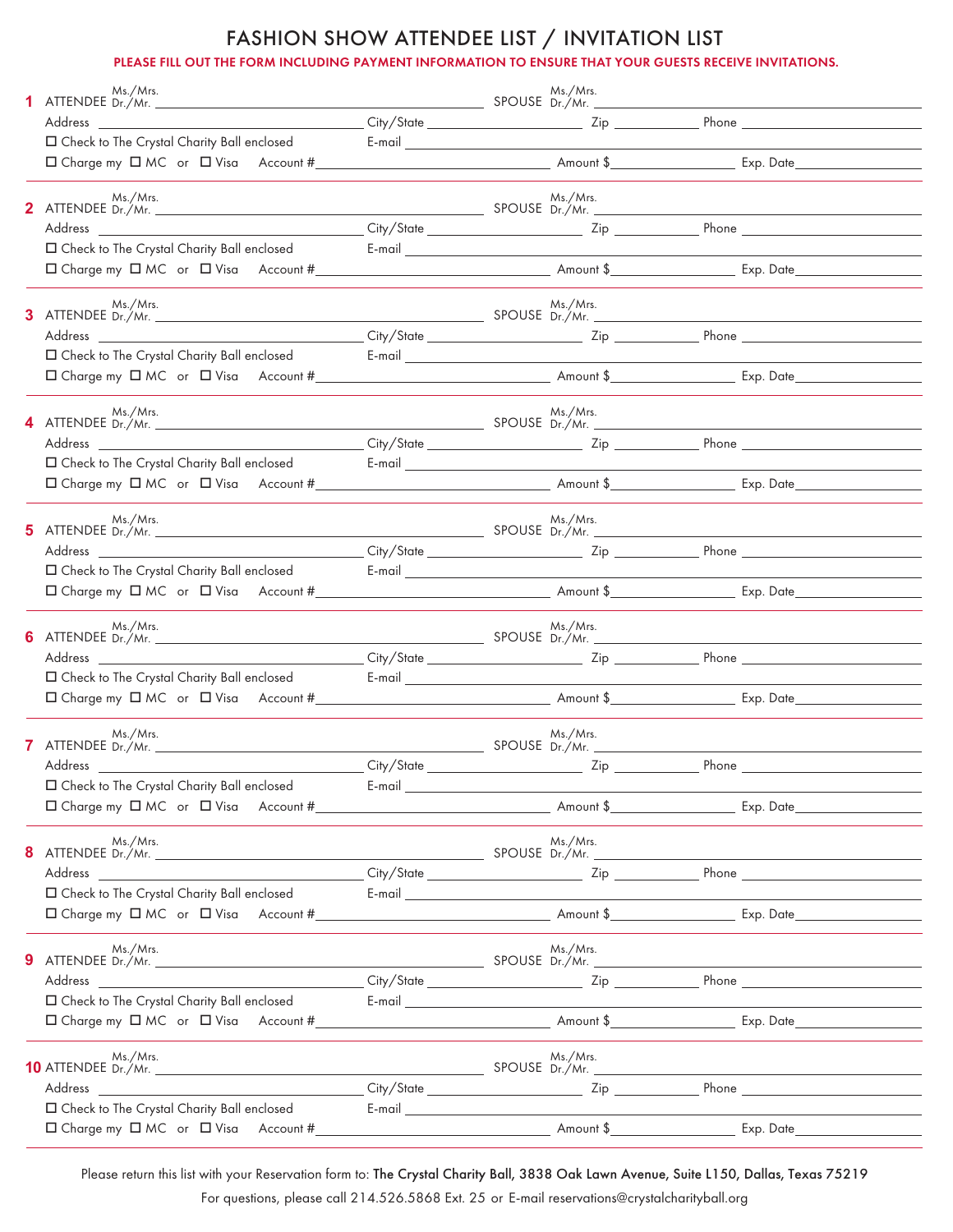# FASHION SHOW ATTENDEE LIST / INVITATION LIST

**PLEASE FILL OUT THE FORM INCLUDING PAYMENT INFORMATION TO ENSURE THAT YOUR GUESTS RECEIVE INVITATIONS.**

**1** ATTENDEE Ms./Mrs. Dr./Mr. ______________________ SPOUSE Ms./Mrs. Dr./Mr. ______________________

Address ______________________ City/State ______________ Zip __________ Phone ______________

☐ Check to The Crystal Charity Ball enclosed   E-mail ______________________

☐ Charge my ☐ MC or ☐ Visa   Account # ______________________ Amount $ __________ Exp. Date __________

**2** ATTENDEE Ms./Mrs. Dr./Mr. ______________________ SPOUSE Ms./Mrs. Dr./Mr. ______________________

Address ______________________ City/State ______________ Zip __________ Phone ______________

☐ Check to The Crystal Charity Ball enclosed   E-mail ______________________

☐ Charge my ☐ MC or ☐ Visa   Account # ______________________ Amount $ __________ Exp. Date __________

**3** ATTENDEE Ms./Mrs. Dr./Mr. ______________________ SPOUSE Ms./Mrs. Dr./Mr. ______________________

Address ______________________ City/State ______________ Zip __________ Phone ______________

☐ Check to The Crystal Charity Ball enclosed   E-mail ______________________

☐ Charge my ☐ MC or ☐ Visa   Account # ______________________ Amount $ __________ Exp. Date __________

**4** ATTENDEE Ms./Mrs. Dr./Mr. ______________________ SPOUSE Ms./Mrs. Dr./Mr. ______________________

Address ______________________ City/State ______________ Zip __________ Phone ______________

☐ Check to The Crystal Charity Ball enclosed   E-mail ______________________

☐ Charge my ☐ MC or ☐ Visa   Account # ______________________ Amount $ __________ Exp. Date __________

**5** ATTENDEE Ms./Mrs. Dr./Mr. ______________________ SPOUSE Ms./Mrs. Dr./Mr. ______________________

Address ______________________ City/State ______________ Zip __________ Phone ______________

☐ Check to The Crystal Charity Ball enclosed   E-mail ______________________

☐ Charge my ☐ MC or ☐ Visa   Account # ______________________ Amount $ __________ Exp. Date __________

**6** ATTENDEE Ms./Mrs. Dr./Mr. ______________________ SPOUSE Ms./Mrs. Dr./Mr. ______________________

Address ______________________ City/State ______________ Zip __________ Phone ______________

☐ Check to The Crystal Charity Ball enclosed   E-mail ______________________

☐ Charge my ☐ MC or ☐ Visa   Account # ______________________ Amount $ __________ Exp. Date __________

**7** ATTENDEE Ms./Mrs. Dr./Mr. ______________________ SPOUSE Ms./Mrs. Dr./Mr. ______________________

Address ______________________ City/State ______________ Zip __________ Phone ______________

☐ Check to The Crystal Charity Ball enclosed   E-mail ______________________

☐ Charge my ☐ MC or ☐ Visa   Account # ______________________ Amount $ __________ Exp. Date __________

**8** ATTENDEE Ms./Mrs. Dr./Mr. ______________________ SPOUSE Ms./Mrs. Dr./Mr. ______________________

Address ______________________ City/State ______________ Zip __________ Phone ______________

☐ Check to The Crystal Charity Ball enclosed   E-mail ______________________

☐ Charge my ☐ MC or ☐ Visa   Account # ______________________ Amount $ __________ Exp. Date __________

**9** ATTENDEE Ms./Mrs. Dr./Mr. ______________________ SPOUSE Ms./Mrs. Dr./Mr. ______________________

Address ______________________ City/State ______________ Zip __________ Phone ______________

☐ Check to The Crystal Charity Ball enclosed   E-mail ______________________

☐ Charge my ☐ MC or ☐ Visa   Account # ______________________ Amount $ __________ Exp. Date __________

**10** ATTENDEE Ms./Mrs. Dr./Mr. ______________________ SPOUSE Ms./Mrs. Dr./Mr. ______________________

Address ______________________ City/State ______________ Zip __________ Phone ______________

☐ Check to The Crystal Charity Ball enclosed   E-mail ______________________

☐ Charge my ☐ MC or ☐ Visa   Account # ______________________ Amount $ __________ Exp. Date __________

Please return this list with your Reservation form to: **The Crystal Charity Ball, 3838 Oak Lawn Avenue, Suite L150, Dallas, Texas 75219**

For questions, please call 214.526.5868 Ext. 25 or E-mail reservations@crystalcharityball.org